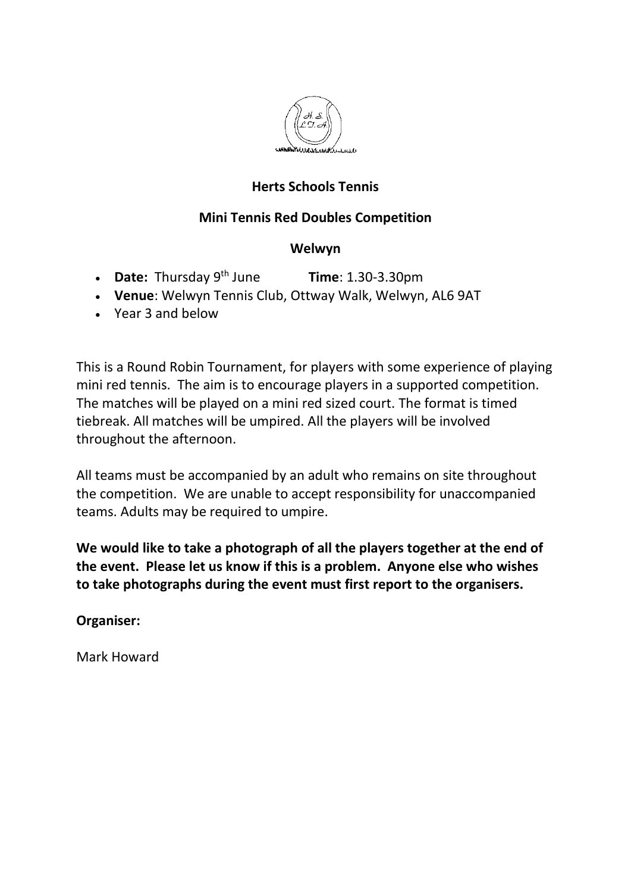## Herts Schools Tennis

## Mini Tennis Red Doubles Competition

## Welwyn

- **Date:** Thursday 9th June **Time**: 1.30-3.30pm
- **Venue**: Welwyn Tennis Club, Ottway Walk, Welwyn, AL6 9AT
- Year 3 and below

This is a Round Robin Tournament, for players with some experience of playing mini red tennis. The aim is to encourage players in a supported competition. The matches will be played on a mini red sized court. The format is timed tiebreak. All matches will be umpired. All the players will be involved throughout the afternoon.

All teams must be accompanied by an adult who remains on site throughout the competition. We are unable to accept responsibility for unaccompanied teams. Adults may be required to umpire.

**We would like to take a photograph of all the players together at the end of the event. Please let us know if this is a problem. Anyone else who wishes to take photographs during the event must first report to the organisers.**

**Organiser:**

Mark Howard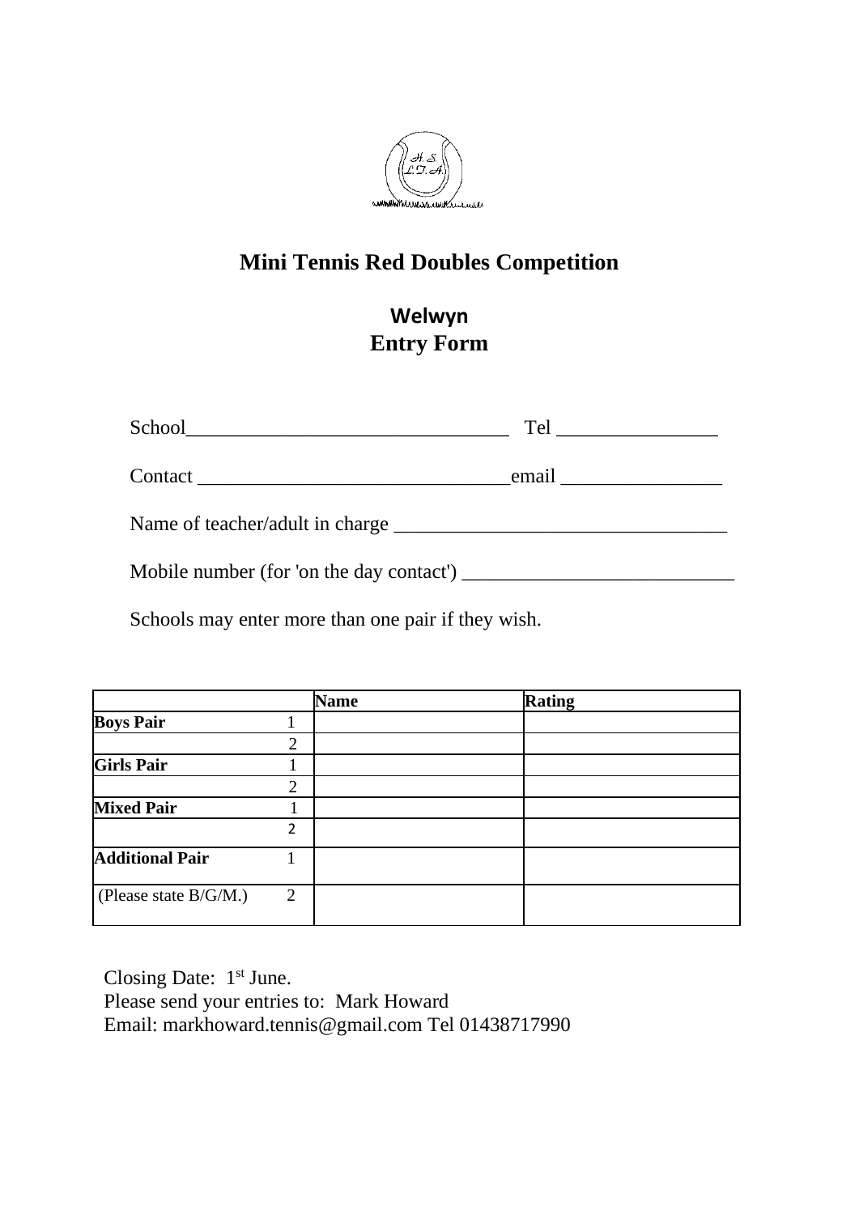# Mini Tennis Red Doubles Competition

## Welwyn
## Entry Form

School________________________________ Tel ________________

Contact ______________________________email ________________

Name of teacher/adult in charge _________________________________

Mobile number (for 'on the day contact') ___________________________

Schools may enter more than one pair if they wish.

| | | Name | Rating |
|---|---|---|---|
| **Boys Pair** | 1 | | |
| | 2 | | |
| **Girls Pair** | 1 | | |
| | 2 | | |
| **Mixed Pair** | 1 | | |
| | 2 | | |
| **Additional Pair** | 1 | | |
| (Please state B/G/M.) | 2 | | |

Closing Date: 1st June.
Please send your entries to: Mark Howard
Email: markhoward.tennis@gmail.com Tel 01438717990